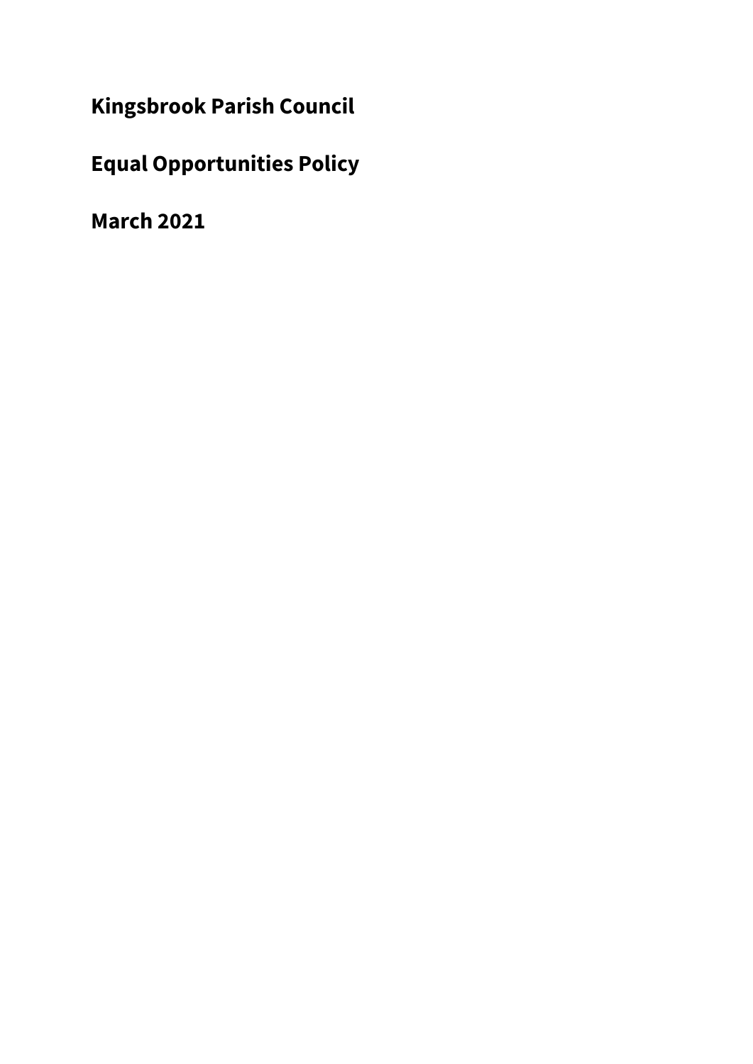# Kingsbrook Parish Council

# Equal Opportunities Policy

# March 2021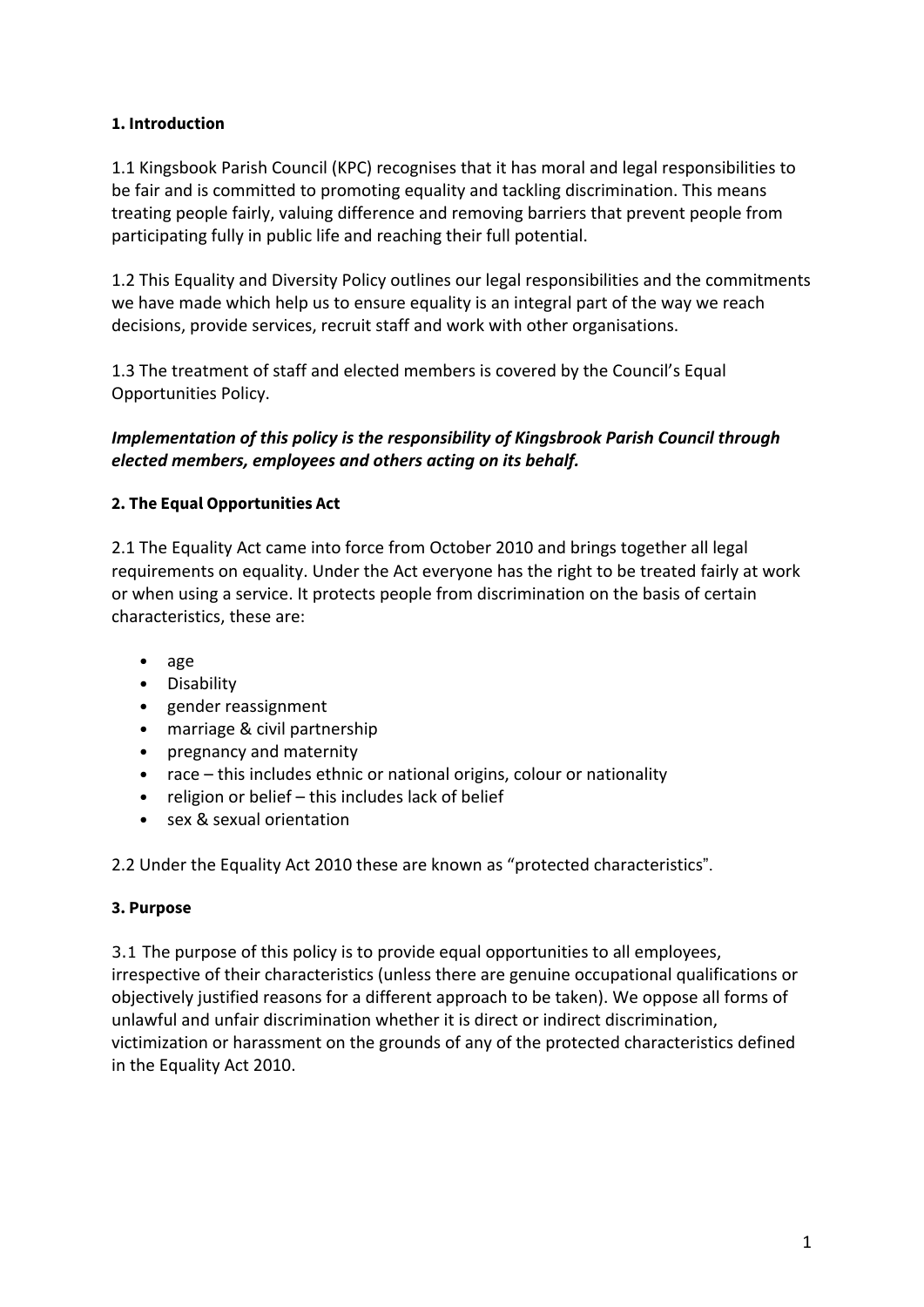**1. Introduction**

1.1 Kingsbook Parish Council (KPC) recognises that it has moral and legal responsibilities to be fair and is committed to promoting equality and tackling discrimination. This means treating people fairly, valuing difference and removing barriers that prevent people from participating fully in public life and reaching their full potential.

1.2 This Equality and Diversity Policy outlines our legal responsibilities and the commitments we have made which help us to ensure equality is an integral part of the way we reach decisions, provide services, recruit staff and work with other organisations.

1.3 The treatment of staff and elected members is covered by the Council's Equal Opportunities Policy.

***Implementation of this policy is the responsibility of Kingsbrook Parish Council through elected members, employees and others acting on its behalf.***

**2. The Equal Opportunities Act**

2.1 The Equality Act came into force from October 2010 and brings together all legal requirements on equality. Under the Act everyone has the right to be treated fairly at work or when using a service. It protects people from discrimination on the basis of certain characteristics, these are:

- age
- Disability
- gender reassignment
- marriage & civil partnership
- pregnancy and maternity
- race – this includes ethnic or national origins, colour or nationality
- religion or belief – this includes lack of belief
- sex & sexual orientation

2.2 Under the Equality Act 2010 these are known as "protected characteristics".

**3. Purpose**

3.1 The purpose of this policy is to provide equal opportunities to all employees, irrespective of their characteristics (unless there are genuine occupational qualifications or objectively justified reasons for a different approach to be taken). We oppose all forms of unlawful and unfair discrimination whether it is direct or indirect discrimination, victimization or harassment on the grounds of any of the protected characteristics defined in the Equality Act 2010.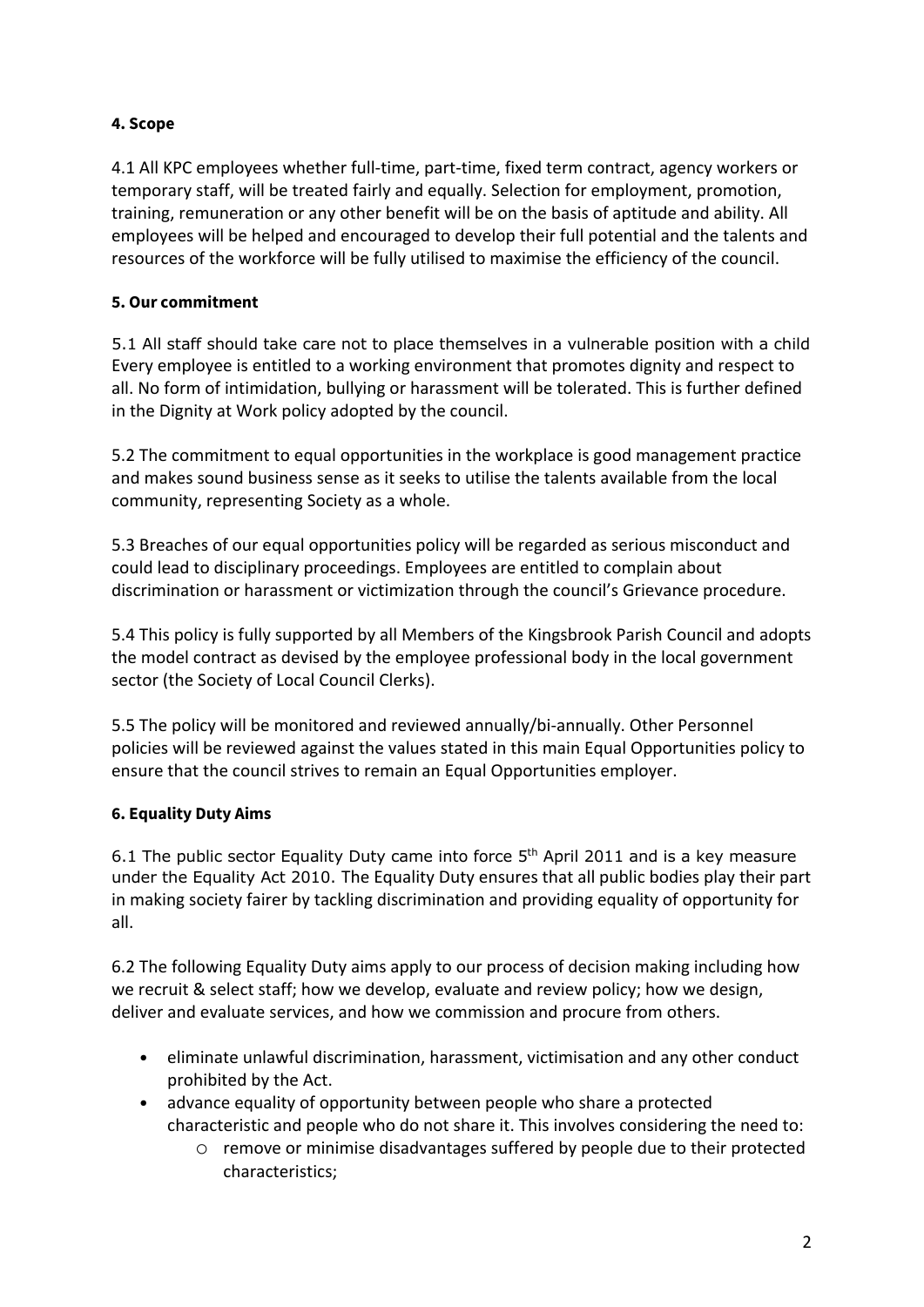**4. Scope**

4.1 All KPC employees whether full-time, part-time, fixed term contract, agency workers or temporary staff, will be treated fairly and equally. Selection for employment, promotion, training, remuneration or any other benefit will be on the basis of aptitude and ability. All employees will be helped and encouraged to develop their full potential and the talents and resources of the workforce will be fully utilised to maximise the efficiency of the council.

**5. Our commitment**

5.1 All staff should take care not to place themselves in a vulnerable position with a child Every employee is entitled to a working environment that promotes dignity and respect to all. No form of intimidation, bullying or harassment will be tolerated. This is further defined in the Dignity at Work policy adopted by the council.

5.2 The commitment to equal opportunities in the workplace is good management practice and makes sound business sense as it seeks to utilise the talents available from the local community, representing Society as a whole.

5.3 Breaches of our equal opportunities policy will be regarded as serious misconduct and could lead to disciplinary proceedings. Employees are entitled to complain about discrimination or harassment or victimization through the council's Grievance procedure.

5.4 This policy is fully supported by all Members of the Kingsbrook Parish Council and adopts the model contract as devised by the employee professional body in the local government sector (the Society of Local Council Clerks).

5.5 The policy will be monitored and reviewed annually/bi-annually. Other Personnel policies will be reviewed against the values stated in this main Equal Opportunities policy to ensure that the council strives to remain an Equal Opportunities employer.

**6. Equality Duty Aims**

6.1 The public sector Equality Duty came into force 5th April 2011 and is a key measure under the Equality Act 2010. The Equality Duty ensures that all public bodies play their part in making society fairer by tackling discrimination and providing equality of opportunity for all.

6.2 The following Equality Duty aims apply to our process of decision making including how we recruit & select staff; how we develop, evaluate and review policy; how we design, deliver and evaluate services, and how we commission and procure from others.

- eliminate unlawful discrimination, harassment, victimisation and any other conduct prohibited by the Act.
- advance equality of opportunity between people who share a protected characteristic and people who do not share it. This involves considering the need to:
  - remove or minimise disadvantages suffered by people due to their protected characteristics;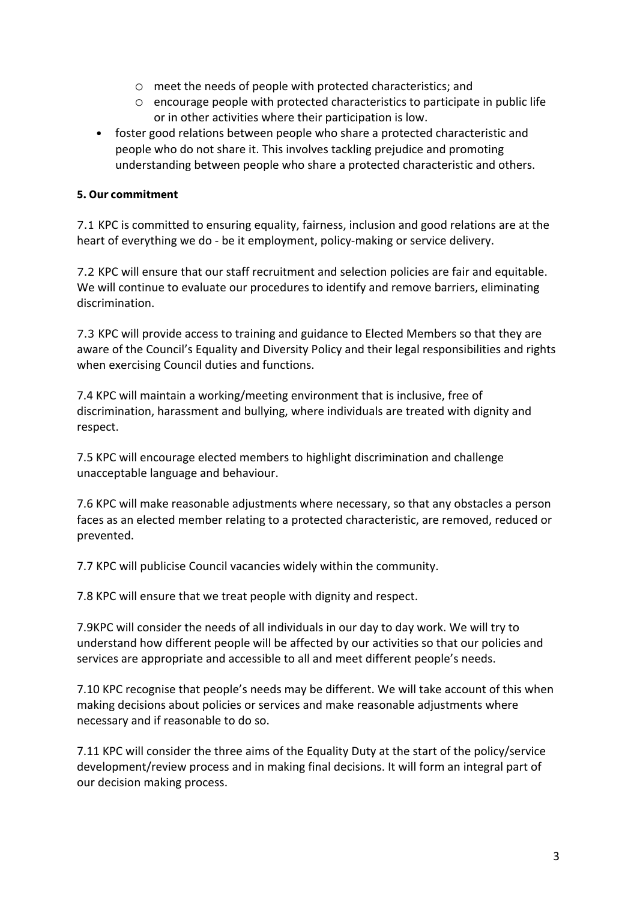- meet the needs of people with protected characteristics; and
    - encourage people with protected characteristics to participate in public life or in other activities where their participation is low.
- foster good relations between people who share a protected characteristic and people who do not share it. This involves tackling prejudice and promoting understanding between people who share a protected characteristic and others.

**5. Our commitment**

7.1 KPC is committed to ensuring equality, fairness, inclusion and good relations are at the heart of everything we do - be it employment, policy-making or service delivery.

7.2 KPC will ensure that our staff recruitment and selection policies are fair and equitable. We will continue to evaluate our procedures to identify and remove barriers, eliminating discrimination.

7.3 KPC will provide access to training and guidance to Elected Members so that they are aware of the Council's Equality and Diversity Policy and their legal responsibilities and rights when exercising Council duties and functions.

7.4 KPC will maintain a working/meeting environment that is inclusive, free of discrimination, harassment and bullying, where individuals are treated with dignity and respect.

7.5 KPC will encourage elected members to highlight discrimination and challenge unacceptable language and behaviour.

7.6 KPC will make reasonable adjustments where necessary, so that any obstacles a person faces as an elected member relating to a protected characteristic, are removed, reduced or prevented.

7.7 KPC will publicise Council vacancies widely within the community.

7.8 KPC will ensure that we treat people with dignity and respect.

7.9KPC will consider the needs of all individuals in our day to day work. We will try to understand how different people will be affected by our activities so that our policies and services are appropriate and accessible to all and meet different people's needs.

7.10 KPC recognise that people's needs may be different. We will take account of this when making decisions about policies or services and make reasonable adjustments where necessary and if reasonable to do so.

7.11 KPC will consider the three aims of the Equality Duty at the start of the policy/service development/review process and in making final decisions. It will form an integral part of our decision making process.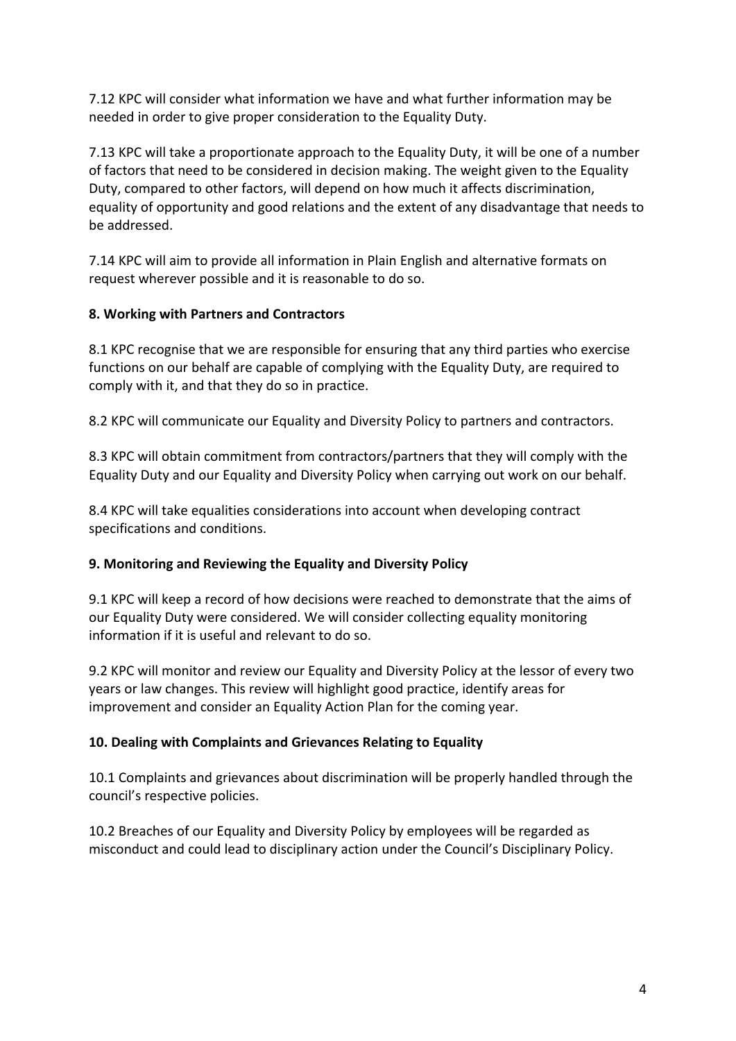7.12 KPC will consider what information we have and what further information may be needed in order to give proper consideration to the Equality Duty.

7.13 KPC will take a proportionate approach to the Equality Duty, it will be one of a number of factors that need to be considered in decision making. The weight given to the Equality Duty, compared to other factors, will depend on how much it affects discrimination, equality of opportunity and good relations and the extent of any disadvantage that needs to be addressed.

7.14 KPC will aim to provide all information in Plain English and alternative formats on request wherever possible and it is reasonable to do so.

**8. Working with Partners and Contractors**

8.1 KPC recognise that we are responsible for ensuring that any third parties who exercise functions on our behalf are capable of complying with the Equality Duty, are required to comply with it, and that they do so in practice.

8.2 KPC will communicate our Equality and Diversity Policy to partners and contractors.

8.3 KPC will obtain commitment from contractors/partners that they will comply with the Equality Duty and our Equality and Diversity Policy when carrying out work on our behalf.

8.4 KPC will take equalities considerations into account when developing contract specifications and conditions.

**9. Monitoring and Reviewing the Equality and Diversity Policy**

9.1 KPC will keep a record of how decisions were reached to demonstrate that the aims of our Equality Duty were considered. We will consider collecting equality monitoring information if it is useful and relevant to do so.

9.2 KPC will monitor and review our Equality and Diversity Policy at the lessor of every two years or law changes. This review will highlight good practice, identify areas for improvement and consider an Equality Action Plan for the coming year.

**10. Dealing with Complaints and Grievances Relating to Equality**

10.1 Complaints and grievances about discrimination will be properly handled through the council's respective policies.

10.2 Breaches of our Equality and Diversity Policy by employees will be regarded as misconduct and could lead to disciplinary action under the Council's Disciplinary Policy.